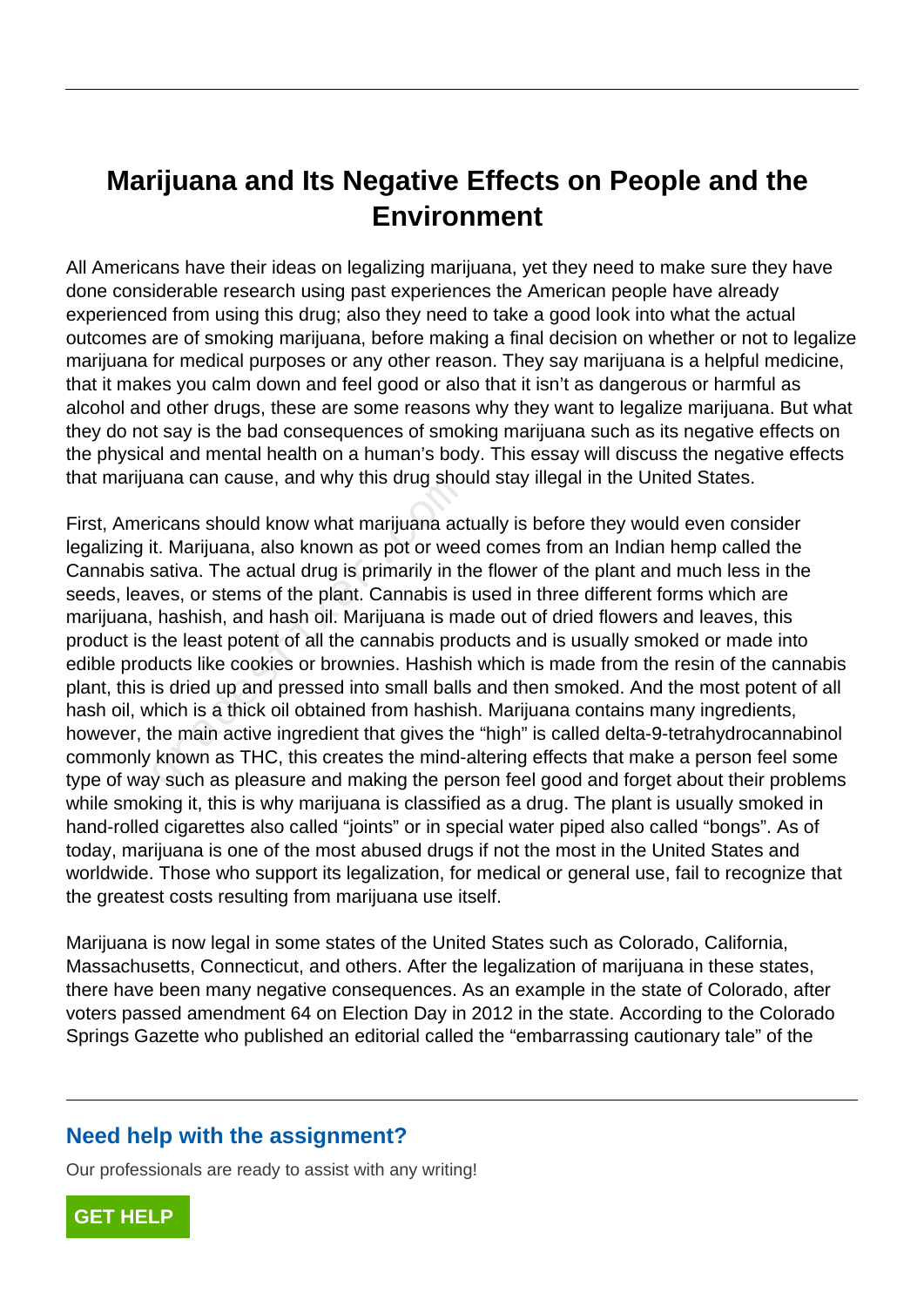# Marijuana and Its Negative Effects on People and the Environment

All Americans have their ideas on legalizing marijuana, yet they need to make sure they have done considerable research using past experiences the American people have already experienced from using this drug; also they need to take a good look into what the actual outcomes are of smoking marijuana, before making a final decision on whether or not to legalize marijuana for medical purposes or any other reason. They say marijuana is a helpful medicine, that it makes you calm down and feel good or also that it isn't as dangerous or harmful as alcohol and other drugs, these are some reasons why they want to legalize marijuana. But what they do not say is the bad consequences of smoking marijuana such as its negative effects on the physical and mental health on a human's body. This essay will discuss the negative effects that marijuana can cause, and why this drug should stay illegal in the United States.

First, Americans should know what marijuana actually is before they would even consider legalizing it. Marijuana, also known as pot or weed comes from an Indian hemp called the Cannabis sativa. The actual drug is primarily in the flower of the plant and much less in the seeds, leaves, or stems of the plant. Cannabis is used in three different forms which are marijuana, hashish, and hash oil. Marijuana is made out of dried flowers and leaves, this product is the least potent of all the cannabis products and is usually smoked or made into edible products like cookies or brownies. Hashish which is made from the resin of the cannabis plant, this is dried up and pressed into small balls and then smoked. And the most potent of all hash oil, which is a thick oil obtained from hashish. Marijuana contains many ingredients, however, the main active ingredient that gives the "high" is called delta-9-tetrahydrocannabinol commonly known as THC, this creates the mind-altering effects that make a person feel some type of way such as pleasure and making the person feel good and forget about their problems while smoking it, this is why marijuana is classified as a drug. The plant is usually smoked in hand-rolled cigarettes also called "joints" or in special water piped also called "bongs". As of today, marijuana is one of the most abused drugs if not the most in the United States and worldwide. Those who support its legalization, for medical or general use, fail to recognize that the greatest costs resulting from marijuana use itself.

Marijuana is now legal in some states of the United States such as Colorado, California, Massachusetts, Connecticut, and others. After the legalization of marijuana in these states, there have been many negative consequences. As an example in the state of Colorado, after voters passed amendment 64 on Election Day in 2012 in the state. According to the Colorado Springs Gazette who published an editorial called the "embarrassing cautionary tale" of the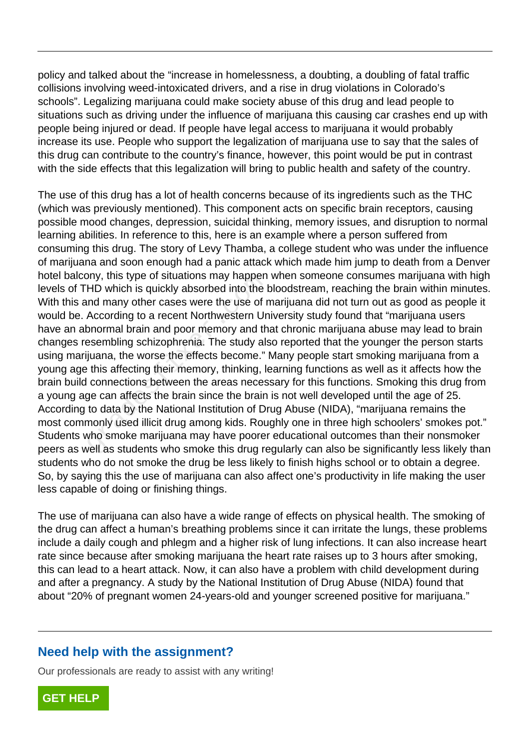policy and talked about the "increase in homelessness, a doubting, a doubling of fatal traffic collisions involving weed-intoxicated drivers, and a rise in drug violations in Colorado's schools". Legalizing marijuana could make society abuse of this drug and lead people to situations such as driving under the influence of marijuana this causing car crashes end up with people being injured or dead. If people have legal access to marijuana it would probably increase its use. People who support the legalization of marijuana use to say that the sales of this drug can contribute to the country's finance, however, this point would be put in contrast with the side effects that this legalization will bring to public health and safety of the country.

The use of this drug has a lot of health concerns because of its ingredients such as the THC (which was previously mentioned). This component acts on specific brain receptors, causing possible mood changes, depression, suicidal thinking, memory issues, and disruption to normal learning abilities. In reference to this, here is an example where a person suffered from consuming this drug. The story of Levy Thamba, a college student who was under the influence of marijuana and soon enough had a panic attack which made him jump to death from a Denver hotel balcony, this type of situations may happen when someone consumes marijuana with high levels of THD which is quickly absorbed into the bloodstream, reaching the brain within minutes. With this and many other cases were the use of marijuana did not turn out as good as people it would be. According to a recent Northwestern University study found that "marijuana users have an abnormal brain and poor memory and that chronic marijuana abuse may lead to brain changes resembling schizophrenia. The study also reported that the younger the person starts using marijuana, the worse the effects become." Many people start smoking marijuana from a young age this affecting their memory, thinking, learning functions as well as it affects how the brain build connections between the areas necessary for this functions. Smoking this drug from a young age can affects the brain since the brain is not well developed until the age of 25. According to data by the National Institution of Drug Abuse (NIDA), "marijuana remains the most commonly used illicit drug among kids. Roughly one in three high schoolers' smokes pot." Students who smoke marijuana may have poorer educational outcomes than their nonsmoker peers as well as students who smoke this drug regularly can also be significantly less likely than students who do not smoke the drug be less likely to finish highs school or to obtain a degree. So, by saying this the use of marijuana can also affect one's productivity in life making the user less capable of doing or finishing things.

The use of marijuana can also have a wide range of effects on physical health. The smoking of the drug can affect a human's breathing problems since it can irritate the lungs, these problems include a daily cough and phlegm and a higher risk of lung infections. It can also increase heart rate since because after smoking marijuana the heart rate raises up to 3 hours after smoking, this can lead to a heart attack. Now, it can also have a problem with child development during and after a pregnancy. A study by the National Institution of Drug Abuse (NIDA) found that about "20% of pregnant women 24-years-old and younger screened positive for marijuana."

## Need help with the assignment?

Our professionals are ready to assist with any writing!

GET HELP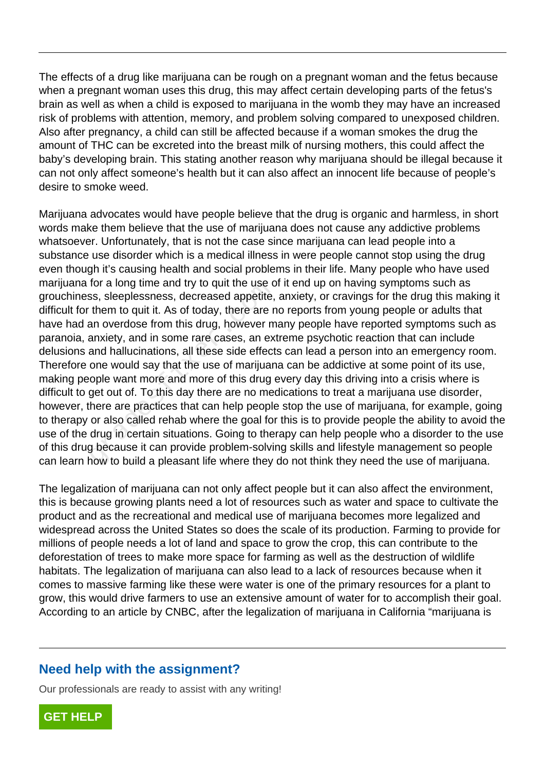The effects of a drug like marijuana can be rough on a pregnant woman and the fetus because when a pregnant woman uses this drug, this may affect certain developing parts of the fetus's brain as well as when a child is exposed to marijuana in the womb they may have an increased risk of problems with attention, memory, and problem solving compared to unexposed children. Also after pregnancy, a child can still be affected because if a woman smokes the drug the amount of THC can be excreted into the breast milk of nursing mothers, this could affect the baby's developing brain. This stating another reason why marijuana should be illegal because it can not only affect someone's health but it can also affect an innocent life because of people's desire to smoke weed.

Marijuana advocates would have people believe that the drug is organic and harmless, in short words make them believe that the use of marijuana does not cause any addictive problems whatsoever. Unfortunately, that is not the case since marijuana can lead people into a substance use disorder which is a medical illness in were people cannot stop using the drug even though it's causing health and social problems in their life. Many people who have used marijuana for a long time and try to quit the use of it end up on having symptoms such as grouchiness, sleeplessness, decreased appetite, anxiety, or cravings for the drug this making it difficult for them to quit it. As of today, there are no reports from young people or adults that have had an overdose from this drug, however many people have reported symptoms such as paranoia, anxiety, and in some rare cases, an extreme psychotic reaction that can include delusions and hallucinations, all these side effects can lead a person into an emergency room. Therefore one would say that the use of marijuana can be addictive at some point of its use, making people want more and more of this drug every day this driving into a crisis where is difficult to get out of. To this day there are no medications to treat a marijuana use disorder, however, there are practices that can help people stop the use of marijuana, for example, going to therapy or also called rehab where the goal for this is to provide people the ability to avoid the use of the drug in certain situations. Going to therapy can help people who a disorder to the use of this drug because it can provide problem-solving skills and lifestyle management so people can learn how to build a pleasant life where they do not think they need the use of marijuana.

The legalization of marijuana can not only affect people but it can also affect the environment, this is because growing plants need a lot of resources such as water and space to cultivate the product and as the recreational and medical use of marijuana becomes more legalized and widespread across the United States so does the scale of its production. Farming to provide for millions of people needs a lot of land and space to grow the crop, this can contribute to the deforestation of trees to make more space for farming as well as the destruction of wildlife habitats. The legalization of marijuana can also lead to a lack of resources because when it comes to massive farming like these were water is one of the primary resources for a plant to grow, this would drive farmers to use an extensive amount of water for to accomplish their goal. According to an article by CNBC, after the legalization of marijuana in California "marijuana is

## Need help with the assignment?

Our professionals are ready to assist with any writing!

GET HELP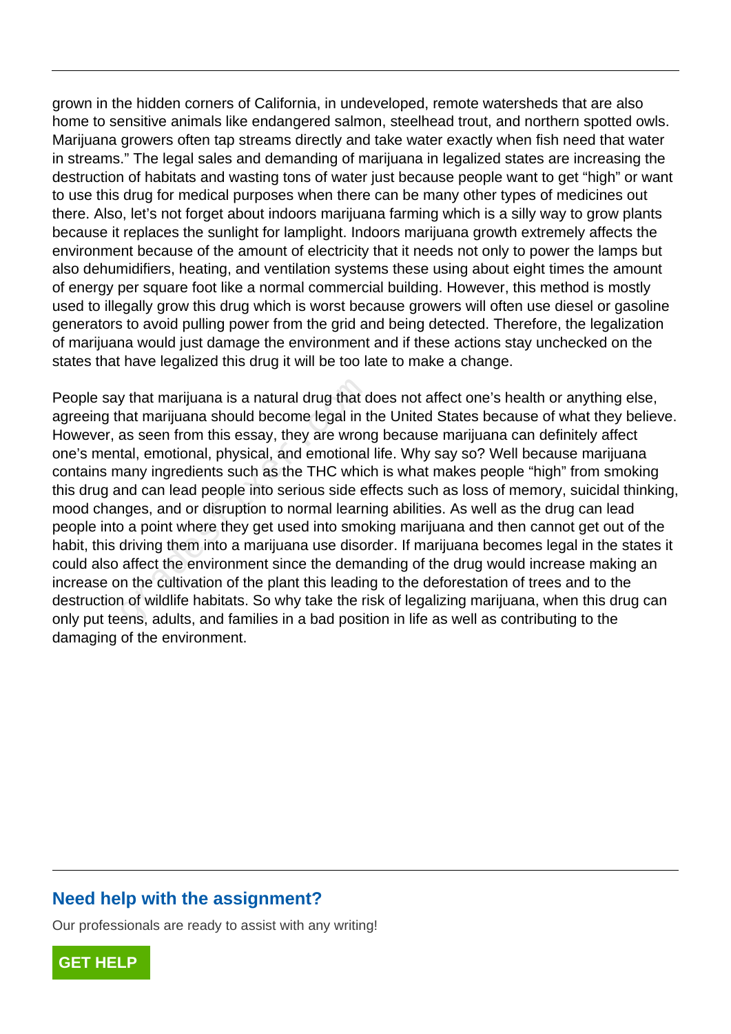grown in the hidden corners of California, in undeveloped, remote watersheds that are also home to sensitive animals like endangered salmon, steelhead trout, and northern spotted owls. Marijuana growers often tap streams directly and take water exactly when fish need that water in streams." The legal sales and demanding of marijuana in legalized states are increasing the destruction of habitats and wasting tons of water just because people want to get "high" or want to use this drug for medical purposes when there can be many other types of medicines out there. Also, let's not forget about indoors marijuana farming which is a silly way to grow plants because it replaces the sunlight for lamplight. Indoors marijuana growth extremely affects the environment because of the amount of electricity that it needs not only to power the lamps but also dehumidifiers, heating, and ventilation systems these using about eight times the amount of energy per square foot like a normal commercial building. However, this method is mostly used to illegally grow this drug which is worst because growers will often use diesel or gasoline generators to avoid pulling power from the grid and being detected. Therefore, the legalization of marijuana would just damage the environment and if these actions stay unchecked on the states that have legalized this drug it will be too late to make a change.

People say that marijuana is a natural drug that does not affect one's health or anything else, agreeing that marijuana should become legal in the United States because of what they believe. However, as seen from this essay, they are wrong because marijuana can definitely affect one's mental, emotional, physical, and emotional life. Why say so? Well because marijuana contains many ingredients such as the THC which is what makes people "high" from smoking this drug and can lead people into serious side effects such as loss of memory, suicidal thinking, mood changes, and or disruption to normal learning abilities. As well as the drug can lead people into a point where they get used into smoking marijuana and then cannot get out of the habit, this driving them into a marijuana use disorder. If marijuana becomes legal in the states it could also affect the environment since the demanding of the drug would increase making an increase on the cultivation of the plant this leading to the deforestation of trees and to the destruction of wildlife habitats. So why take the risk of legalizing marijuana, when this drug can only put teens, adults, and families in a bad position in life as well as contributing to the damaging of the environment.

## Need help with the assignment?

Our professionals are ready to assist with any writing!

GET HELP